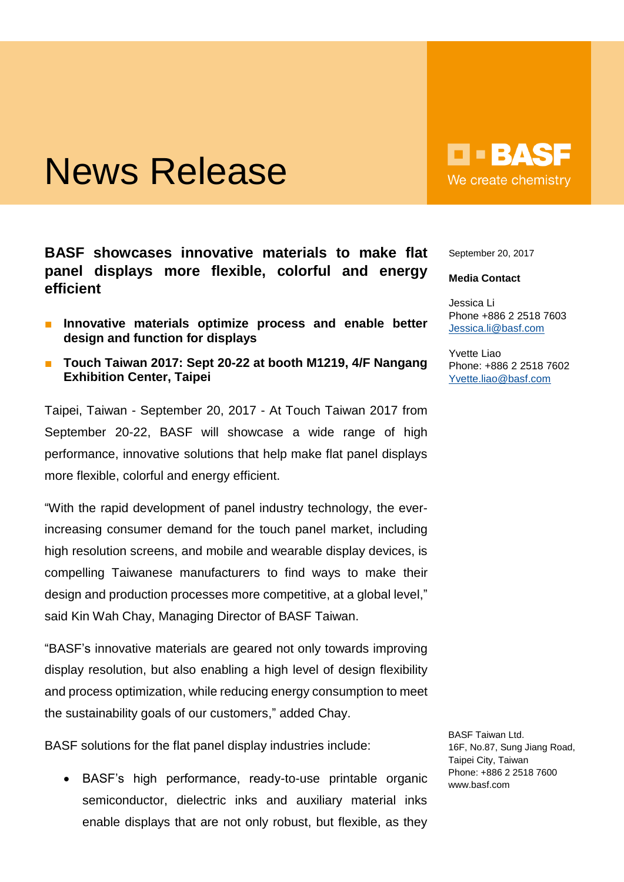# News Release

BASF
We create chemistry

September 20, 2017

**Media Contact**

Jessica Li
Phone +886 2 2518 7603
Jessica.li@basf.com

Yvette Liao
Phone: +886 2 2518 7602
Yvette.liao@basf.com

## BASF showcases innovative materials to make flat panel displays more flexible, colorful and energy efficient

- **Innovative materials optimize process and enable better design and function for displays**
- **Touch Taiwan 2017: Sept 20-22 at booth M1219, 4/F Nangang Exhibition Center, Taipei**

Taipei, Taiwan - September 20, 2017 - At Touch Taiwan 2017 from September 20-22, BASF will showcase a wide range of high performance, innovative solutions that help make flat panel displays more flexible, colorful and energy efficient.

"With the rapid development of panel industry technology, the ever-increasing consumer demand for the touch panel market, including high resolution screens, and mobile and wearable display devices, is compelling Taiwanese manufacturers to find ways to make their design and production processes more competitive, at a global level," said Kin Wah Chay, Managing Director of BASF Taiwan.

"BASF's innovative materials are geared not only towards improving display resolution, but also enabling a high level of design flexibility and process optimization, while reducing energy consumption to meet the sustainability goals of our customers," added Chay.

BASF solutions for the flat panel display industries include:

- BASF's high performance, ready-to-use printable organic semiconductor, dielectric inks and auxiliary material inks enable displays that are not only robust, but flexible, as they

BASF Taiwan Ltd.
16F, No.87, Sung Jiang Road,
Taipei City, Taiwan
Phone: +886 2 2518 7600
www.basf.com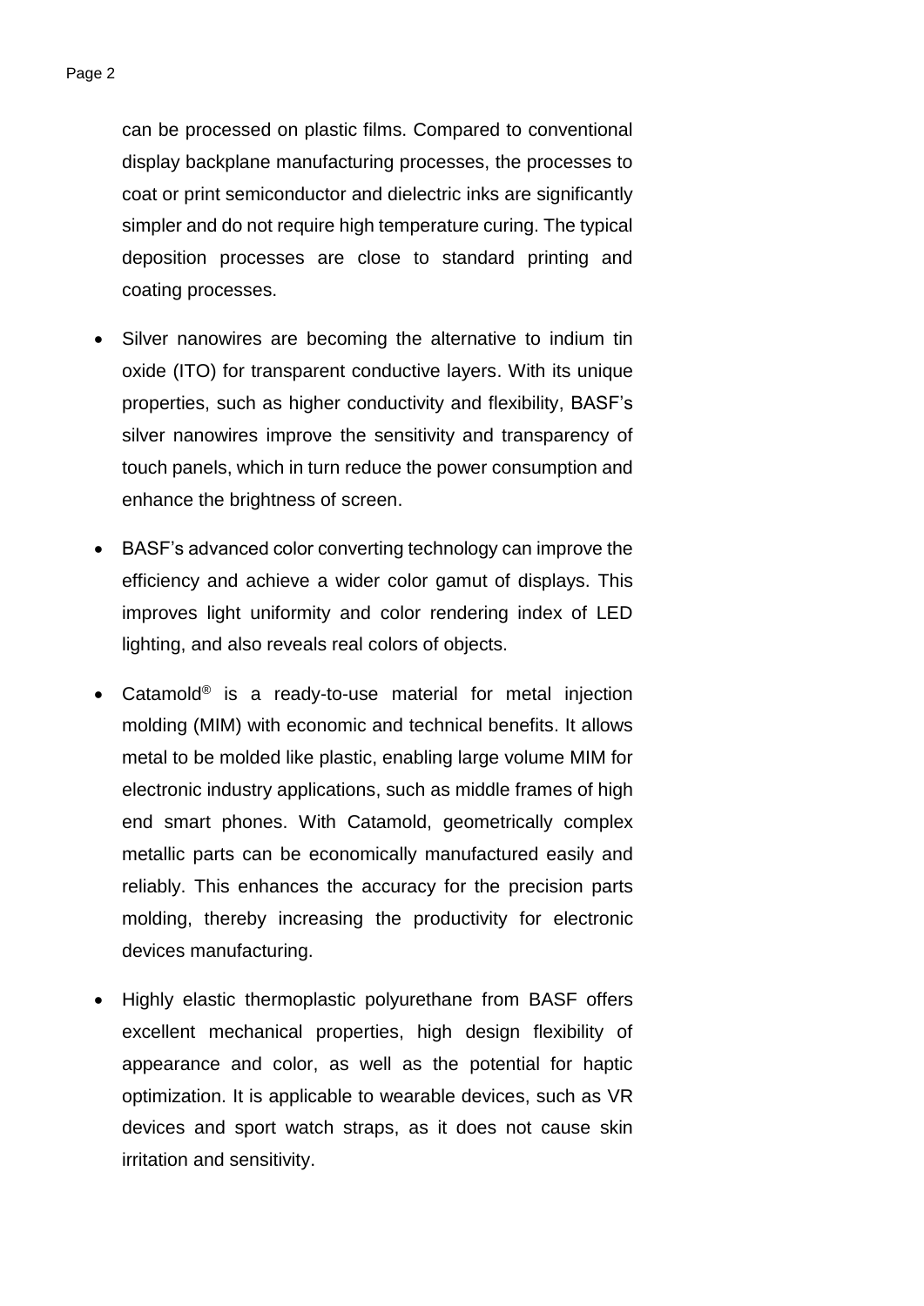can be processed on plastic films. Compared to conventional display backplane manufacturing processes, the processes to coat or print semiconductor and dielectric inks are significantly simpler and do not require high temperature curing. The typical deposition processes are close to standard printing and coating processes.

- Silver nanowires are becoming the alternative to indium tin oxide (ITO) for transparent conductive layers. With its unique properties, such as higher conductivity and flexibility, BASF's silver nanowires improve the sensitivity and transparency of touch panels, which in turn reduce the power consumption and enhance the brightness of screen.

- BASF's advanced color converting technology can improve the efficiency and achieve a wider color gamut of displays. This improves light uniformity and color rendering index of LED lighting, and also reveals real colors of objects.

- Catamold® is a ready-to-use material for metal injection molding (MIM) with economic and technical benefits. It allows metal to be molded like plastic, enabling large volume MIM for electronic industry applications, such as middle frames of high end smart phones. With Catamold, geometrically complex metallic parts can be economically manufactured easily and reliably. This enhances the accuracy for the precision parts molding, thereby increasing the productivity for electronic devices manufacturing.

- Highly elastic thermoplastic polyurethane from BASF offers excellent mechanical properties, high design flexibility of appearance and color, as well as the potential for haptic optimization. It is applicable to wearable devices, such as VR devices and sport watch straps, as it does not cause skin irritation and sensitivity.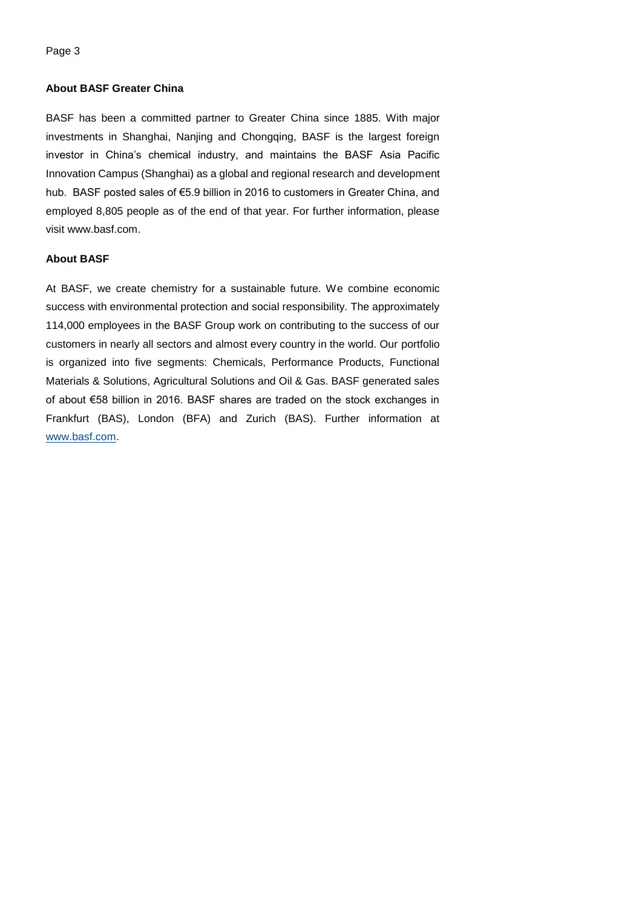**About BASF Greater China**

BASF has been a committed partner to Greater China since 1885. With major investments in Shanghai, Nanjing and Chongqing, BASF is the largest foreign investor in China's chemical industry, and maintains the BASF Asia Pacific Innovation Campus (Shanghai) as a global and regional research and development hub. BASF posted sales of €5.9 billion in 2016 to customers in Greater China, and employed 8,805 people as of the end of that year. For further information, please visit www.basf.com.

**About BASF**

At BASF, we create chemistry for a sustainable future. We combine economic success with environmental protection and social responsibility. The approximately 114,000 employees in the BASF Group work on contributing to the success of our customers in nearly all sectors and almost every country in the world. Our portfolio is organized into five segments: Chemicals, Performance Products, Functional Materials & Solutions, Agricultural Solutions and Oil & Gas. BASF generated sales of about €58 billion in 2016. BASF shares are traded on the stock exchanges in Frankfurt (BAS), London (BFA) and Zurich (BAS). Further information at www.basf.com.